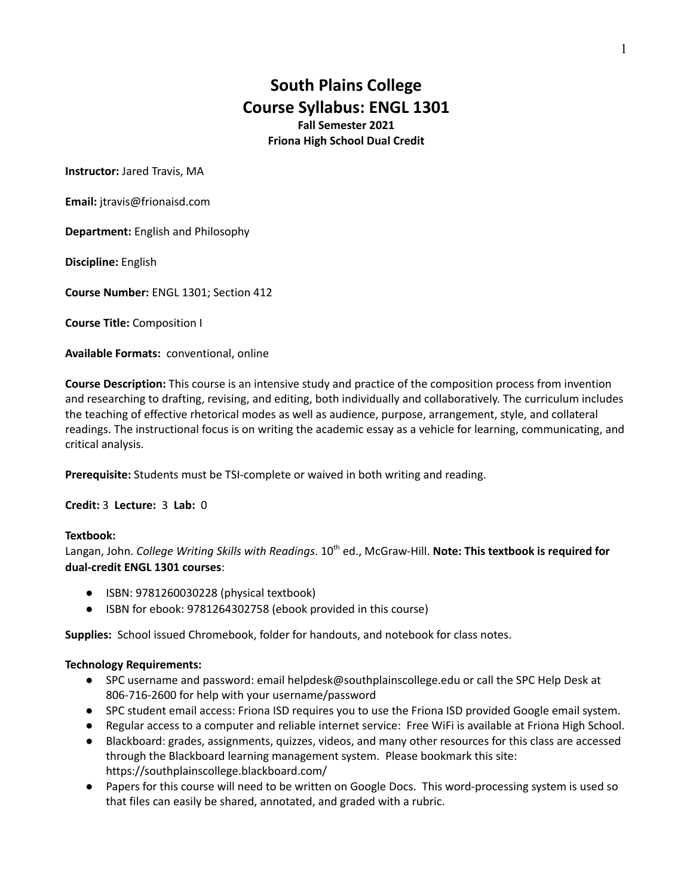# South Plains College
# Course Syllabus: ENGL 1301

**Fall Semester 2021**
**Friona High School Dual Credit**

**Instructor:** Jared Travis, MA

**Email:** jtravis@frionaisd.com

**Department:** English and Philosophy

**Discipline:** English

**Course Number:** ENGL 1301; Section 412

**Course Title:** Composition I

**Available Formats:** conventional, online

**Course Description:** This course is an intensive study and practice of the composition process from invention and researching to drafting, revising, and editing, both individually and collaboratively. The curriculum includes the teaching of effective rhetorical modes as well as audience, purpose, arrangement, style, and collateral readings. The instructional focus is on writing the academic essay as a vehicle for learning, communicating, and critical analysis.

**Prerequisite:** Students must be TSI-complete or waived in both writing and reading.

**Credit:** 3 **Lecture:** 3 **Lab:** 0

**Textbook:**
Langan, John. *College Writing Skills with Readings*. 10th ed., McGraw-Hill. **Note: This textbook is required for dual-credit ENGL 1301 courses**:

- ISBN: 9781260030228 (physical textbook)
- ISBN for ebook: 9781264302758 (ebook provided in this course)

**Supplies:** School issued Chromebook, folder for handouts, and notebook for class notes.

**Technology Requirements:**

- SPC username and password: email helpdesk@southplainscollege.edu or call the SPC Help Desk at 806-716-2600 for help with your username/password
- SPC student email access: Friona ISD requires you to use the Friona ISD provided Google email system.
- Regular access to a computer and reliable internet service: Free WiFi is available at Friona High School.
- Blackboard: grades, assignments, quizzes, videos, and many other resources for this class are accessed through the Blackboard learning management system. Please bookmark this site: https://southplainscollege.blackboard.com/
- Papers for this course will need to be written on Google Docs. This word-processing system is used so that files can easily be shared, annotated, and graded with a rubric.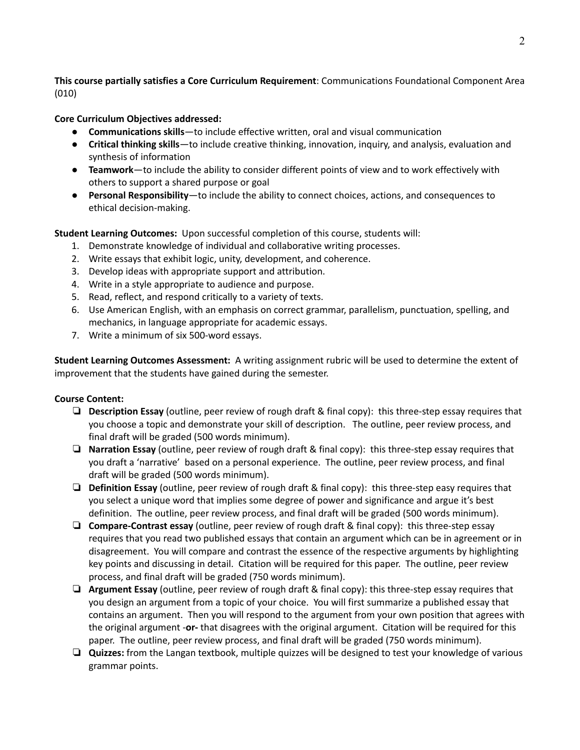**This course partially satisfies a Core Curriculum Requirement**: Communications Foundational Component Area (010)

**Core Curriculum Objectives addressed:**

- **Communications skills**—to include effective written, oral and visual communication
- **Critical thinking skills**—to include creative thinking, innovation, inquiry, and analysis, evaluation and synthesis of information
- **Teamwork**—to include the ability to consider different points of view and to work effectively with others to support a shared purpose or goal
- **Personal Responsibility**—to include the ability to connect choices, actions, and consequences to ethical decision-making.

**Student Learning Outcomes:** Upon successful completion of this course, students will:

1. Demonstrate knowledge of individual and collaborative writing processes.
2. Write essays that exhibit logic, unity, development, and coherence.
3. Develop ideas with appropriate support and attribution.
4. Write in a style appropriate to audience and purpose.
5. Read, reflect, and respond critically to a variety of texts.
6. Use American English, with an emphasis on correct grammar, parallelism, punctuation, spelling, and mechanics, in language appropriate for academic essays.
7. Write a minimum of six 500-word essays.

**Student Learning Outcomes Assessment:** A writing assignment rubric will be used to determine the extent of improvement that the students have gained during the semester.

**Course Content:**

- **Description Essay** (outline, peer review of rough draft & final copy): this three-step essay requires that you choose a topic and demonstrate your skill of description. The outline, peer review process, and final draft will be graded (500 words minimum).
- **Narration Essay** (outline, peer review of rough draft & final copy): this three-step essay requires that you draft a 'narrative' based on a personal experience. The outline, peer review process, and final draft will be graded (500 words minimum).
- **Definition Essay** (outline, peer review of rough draft & final copy): this three-step easy requires that you select a unique word that implies some degree of power and significance and argue it's best definition. The outline, peer review process, and final draft will be graded (500 words minimum).
- **Compare-Contrast essay** (outline, peer review of rough draft & final copy): this three-step essay requires that you read two published essays that contain an argument which can be in agreement or in disagreement. You will compare and contrast the essence of the respective arguments by highlighting key points and discussing in detail. Citation will be required for this paper. The outline, peer review process, and final draft will be graded (750 words minimum).
- **Argument Essay** (outline, peer review of rough draft & final copy): this three-step essay requires that you design an argument from a topic of your choice. You will first summarize a published essay that contains an argument. Then you will respond to the argument from your own position that agrees with the original argument -**or-** that disagrees with the original argument. Citation will be required for this paper. The outline, peer review process, and final draft will be graded (750 words minimum).
- **Quizzes:** from the Langan textbook, multiple quizzes will be designed to test your knowledge of various grammar points.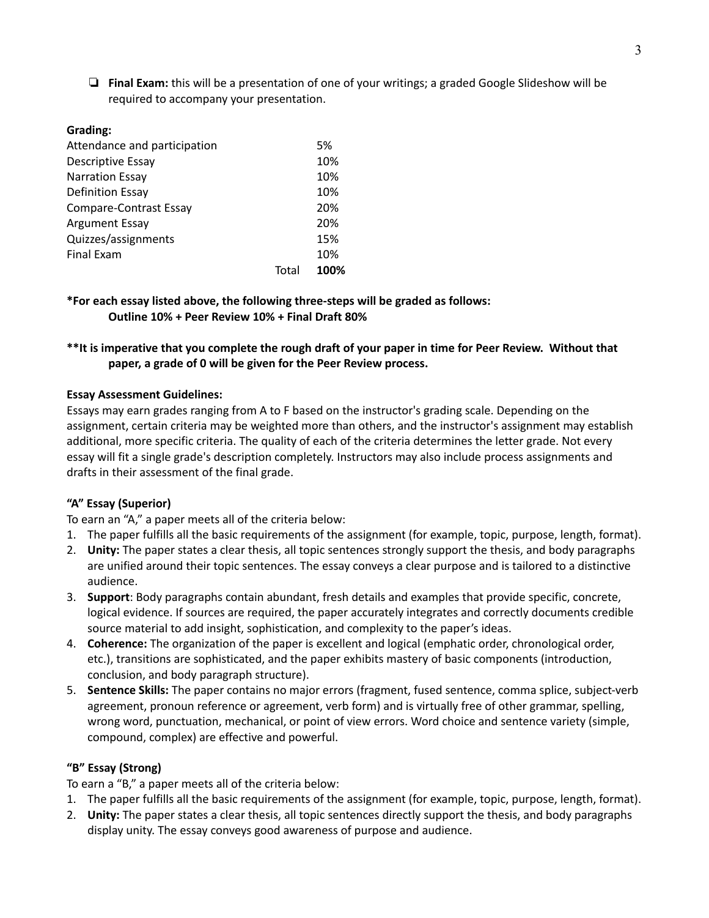- [ ] **Final Exam:** this will be a presentation of one of your writings; a graded Google Slideshow will be required to accompany your presentation.

**Grading:**

| | |
|---|---|
| Attendance and participation | 5% |
| Descriptive Essay | 10% |
| Narration Essay | 10% |
| Definition Essay | 10% |
| Compare-Contrast Essay | 20% |
| Argument Essay | 20% |
| Quizzes/assignments | 15% |
| Final Exam | 10% |
| Total | **100%** |

**\*For each essay listed above, the following three-steps will be graded as follows:**
**Outline 10% + Peer Review 10% + Final Draft 80%**

**\*\*It is imperative that you complete the rough draft of your paper in time for Peer Review. Without that paper, a grade of 0 will be given for the Peer Review process.**

**Essay Assessment Guidelines:**

Essays may earn grades ranging from A to F based on the instructor's grading scale. Depending on the assignment, certain criteria may be weighted more than others, and the instructor's assignment may establish additional, more specific criteria. The quality of each of the criteria determines the letter grade. Not every essay will fit a single grade's description completely. Instructors may also include process assignments and drafts in their assessment of the final grade.

**"A" Essay (Superior)**

To earn an "A," a paper meets all of the criteria below:

1. The paper fulfills all the basic requirements of the assignment (for example, topic, purpose, length, format).
2. **Unity:** The paper states a clear thesis, all topic sentences strongly support the thesis, and body paragraphs are unified around their topic sentences. The essay conveys a clear purpose and is tailored to a distinctive audience.
3. **Support**: Body paragraphs contain abundant, fresh details and examples that provide specific, concrete, logical evidence. If sources are required, the paper accurately integrates and correctly documents credible source material to add insight, sophistication, and complexity to the paper's ideas.
4. **Coherence:** The organization of the paper is excellent and logical (emphatic order, chronological order, etc.), transitions are sophisticated, and the paper exhibits mastery of basic components (introduction, conclusion, and body paragraph structure).
5. **Sentence Skills:** The paper contains no major errors (fragment, fused sentence, comma splice, subject-verb agreement, pronoun reference or agreement, verb form) and is virtually free of other grammar, spelling, wrong word, punctuation, mechanical, or point of view errors. Word choice and sentence variety (simple, compound, complex) are effective and powerful.

**"B" Essay (Strong)**

To earn a "B," a paper meets all of the criteria below:

1. The paper fulfills all the basic requirements of the assignment (for example, topic, purpose, length, format).
2. **Unity:** The paper states a clear thesis, all topic sentences directly support the thesis, and body paragraphs display unity. The essay conveys good awareness of purpose and audience.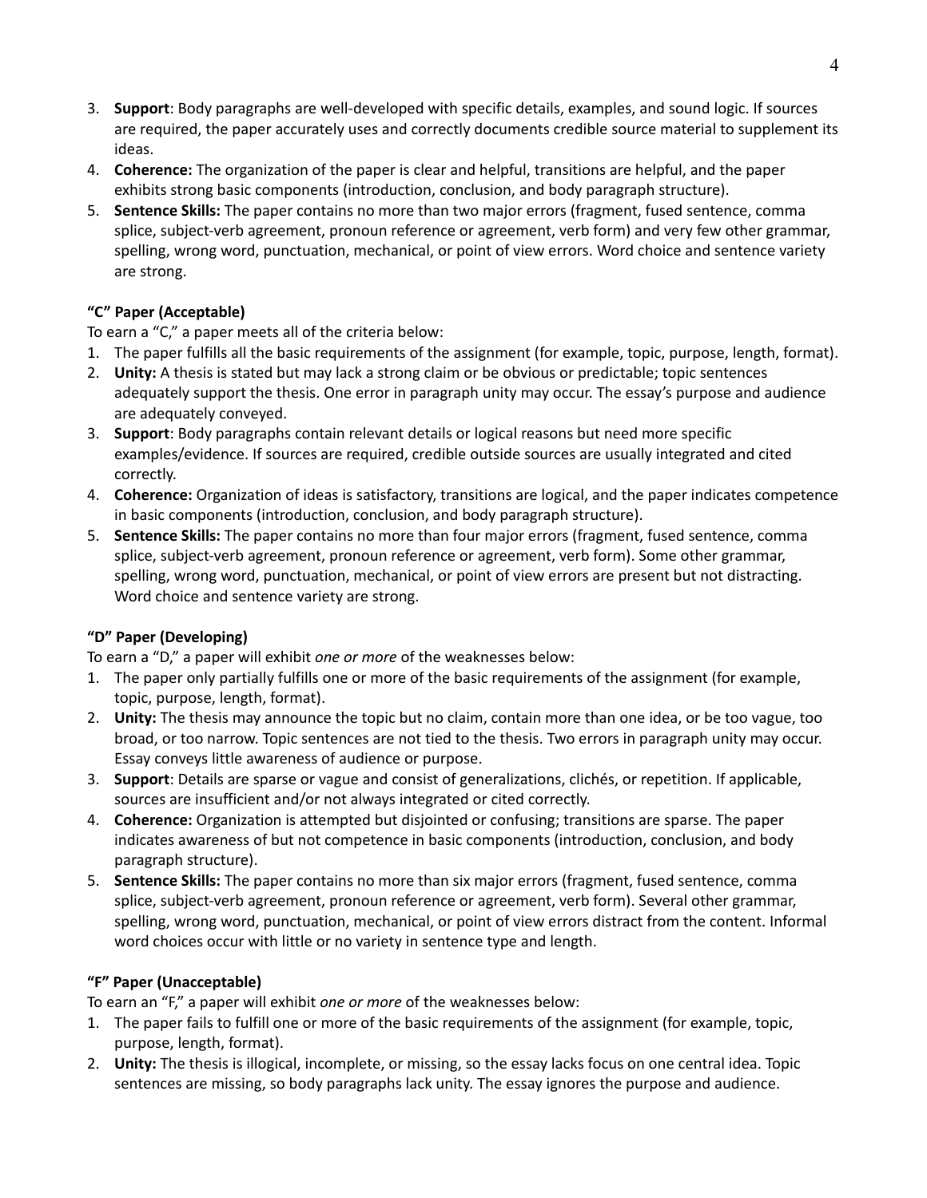3. **Support**: Body paragraphs are well-developed with specific details, examples, and sound logic. If sources are required, the paper accurately uses and correctly documents credible source material to supplement its ideas.
4. **Coherence:** The organization of the paper is clear and helpful, transitions are helpful, and the paper exhibits strong basic components (introduction, conclusion, and body paragraph structure).
5. **Sentence Skills:** The paper contains no more than two major errors (fragment, fused sentence, comma splice, subject-verb agreement, pronoun reference or agreement, verb form) and very few other grammar, spelling, wrong word, punctuation, mechanical, or point of view errors. Word choice and sentence variety are strong.

**"C" Paper (Acceptable)**

To earn a "C," a paper meets all of the criteria below:

1. The paper fulfills all the basic requirements of the assignment (for example, topic, purpose, length, format).
2. **Unity:** A thesis is stated but may lack a strong claim or be obvious or predictable; topic sentences adequately support the thesis. One error in paragraph unity may occur. The essay's purpose and audience are adequately conveyed.
3. **Support**: Body paragraphs contain relevant details or logical reasons but need more specific examples/evidence. If sources are required, credible outside sources are usually integrated and cited correctly.
4. **Coherence:** Organization of ideas is satisfactory, transitions are logical, and the paper indicates competence in basic components (introduction, conclusion, and body paragraph structure).
5. **Sentence Skills:** The paper contains no more than four major errors (fragment, fused sentence, comma splice, subject-verb agreement, pronoun reference or agreement, verb form). Some other grammar, spelling, wrong word, punctuation, mechanical, or point of view errors are present but not distracting. Word choice and sentence variety are strong.

**"D" Paper (Developing)**

To earn a "D," a paper will exhibit *one or more* of the weaknesses below:

1. The paper only partially fulfills one or more of the basic requirements of the assignment (for example, topic, purpose, length, format).
2. **Unity:** The thesis may announce the topic but no claim, contain more than one idea, or be too vague, too broad, or too narrow. Topic sentences are not tied to the thesis. Two errors in paragraph unity may occur. Essay conveys little awareness of audience or purpose.
3. **Support**: Details are sparse or vague and consist of generalizations, clichés, or repetition. If applicable, sources are insufficient and/or not always integrated or cited correctly.
4. **Coherence:** Organization is attempted but disjointed or confusing; transitions are sparse. The paper indicates awareness of but not competence in basic components (introduction, conclusion, and body paragraph structure).
5. **Sentence Skills:** The paper contains no more than six major errors (fragment, fused sentence, comma splice, subject-verb agreement, pronoun reference or agreement, verb form). Several other grammar, spelling, wrong word, punctuation, mechanical, or point of view errors distract from the content. Informal word choices occur with little or no variety in sentence type and length.

**"F" Paper (Unacceptable)**

To earn an "F," a paper will exhibit *one or more* of the weaknesses below:

1. The paper fails to fulfill one or more of the basic requirements of the assignment (for example, topic, purpose, length, format).
2. **Unity:** The thesis is illogical, incomplete, or missing, so the essay lacks focus on one central idea. Topic sentences are missing, so body paragraphs lack unity. The essay ignores the purpose and audience.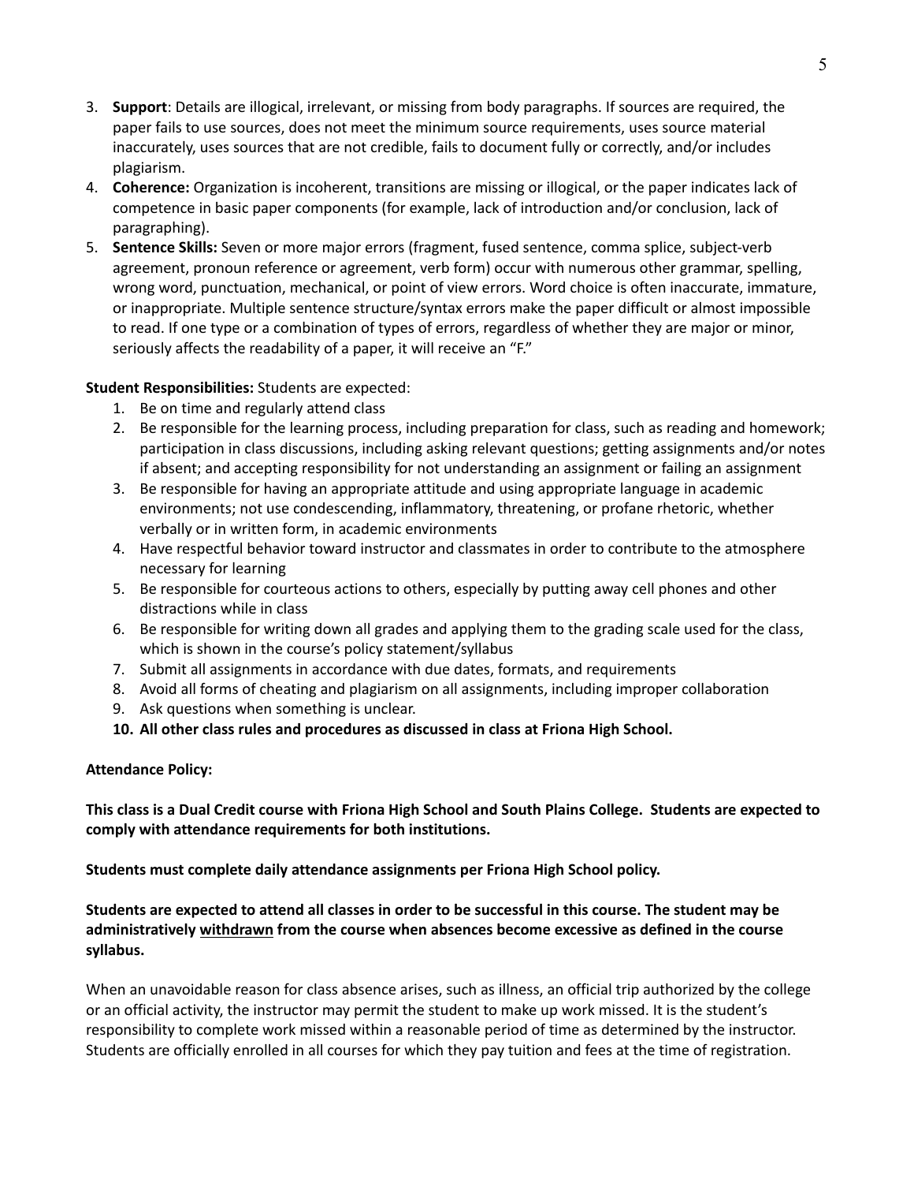3. **Support**: Details are illogical, irrelevant, or missing from body paragraphs. If sources are required, the paper fails to use sources, does not meet the minimum source requirements, uses source material inaccurately, uses sources that are not credible, fails to document fully or correctly, and/or includes plagiarism.
4. **Coherence:** Organization is incoherent, transitions are missing or illogical, or the paper indicates lack of competence in basic paper components (for example, lack of introduction and/or conclusion, lack of paragraphing).
5. **Sentence Skills:** Seven or more major errors (fragment, fused sentence, comma splice, subject-verb agreement, pronoun reference or agreement, verb form) occur with numerous other grammar, spelling, wrong word, punctuation, mechanical, or point of view errors. Word choice is often inaccurate, immature, or inappropriate. Multiple sentence structure/syntax errors make the paper difficult or almost impossible to read. If one type or a combination of types of errors, regardless of whether they are major or minor, seriously affects the readability of a paper, it will receive an "F."

**Student Responsibilities:** Students are expected:

1. Be on time and regularly attend class
2. Be responsible for the learning process, including preparation for class, such as reading and homework; participation in class discussions, including asking relevant questions; getting assignments and/or notes if absent; and accepting responsibility for not understanding an assignment or failing an assignment
3. Be responsible for having an appropriate attitude and using appropriate language in academic environments; not use condescending, inflammatory, threatening, or profane rhetoric, whether verbally or in written form, in academic environments
4. Have respectful behavior toward instructor and classmates in order to contribute to the atmosphere necessary for learning
5. Be responsible for courteous actions to others, especially by putting away cell phones and other distractions while in class
6. Be responsible for writing down all grades and applying them to the grading scale used for the class, which is shown in the course's policy statement/syllabus
7. Submit all assignments in accordance with due dates, formats, and requirements
8. Avoid all forms of cheating and plagiarism on all assignments, including improper collaboration
9. Ask questions when something is unclear.
10. **All other class rules and procedures as discussed in class at Friona High School.**

**Attendance Policy:**

**This class is a Dual Credit course with Friona High School and South Plains College. Students are expected to comply with attendance requirements for both institutions.**

**Students must complete daily attendance assignments per Friona High School policy.**

**Students are expected to attend all classes in order to be successful in this course. The student may be administratively withdrawn from the course when absences become excessive as defined in the course syllabus.**

When an unavoidable reason for class absence arises, such as illness, an official trip authorized by the college or an official activity, the instructor may permit the student to make up work missed. It is the student's responsibility to complete work missed within a reasonable period of time as determined by the instructor. Students are officially enrolled in all courses for which they pay tuition and fees at the time of registration.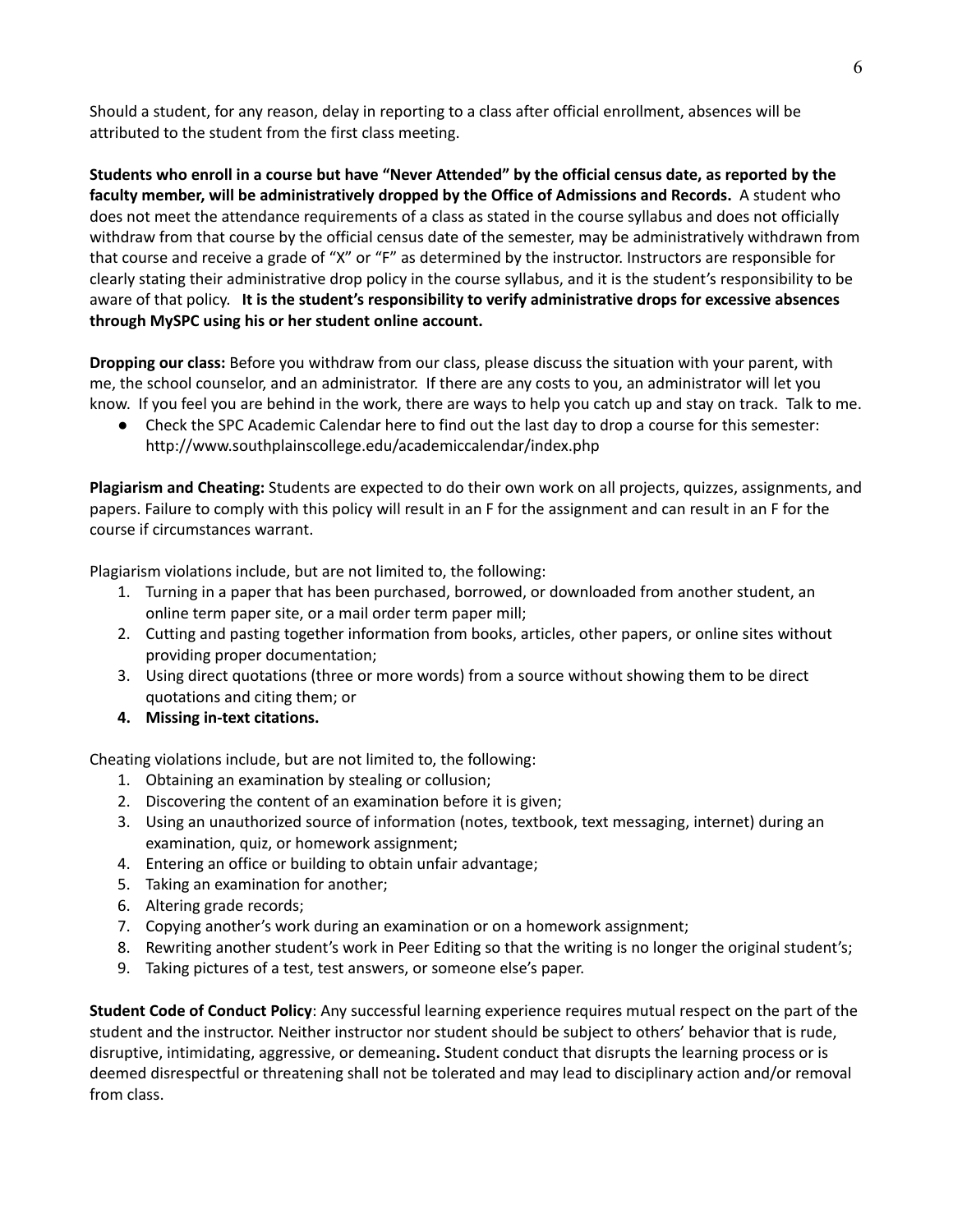Should a student, for any reason, delay in reporting to a class after official enrollment, absences will be attributed to the student from the first class meeting.

**Students who enroll in a course but have "Never Attended" by the official census date, as reported by the faculty member, will be administratively dropped by the Office of Admissions and Records.** A student who does not meet the attendance requirements of a class as stated in the course syllabus and does not officially withdraw from that course by the official census date of the semester, may be administratively withdrawn from that course and receive a grade of "X" or "F" as determined by the instructor. Instructors are responsible for clearly stating their administrative drop policy in the course syllabus, and it is the student's responsibility to be aware of that policy. **It is the student's responsibility to verify administrative drops for excessive absences through MySPC using his or her student online account.**

**Dropping our class:** Before you withdraw from our class, please discuss the situation with your parent, with me, the school counselor, and an administrator. If there are any costs to you, an administrator will let you know. If you feel you are behind in the work, there are ways to help you catch up and stay on track. Talk to me.

- Check the SPC Academic Calendar here to find out the last day to drop a course for this semester: http://www.southplainscollege.edu/academiccalendar/index.php

**Plagiarism and Cheating:** Students are expected to do their own work on all projects, quizzes, assignments, and papers. Failure to comply with this policy will result in an F for the assignment and can result in an F for the course if circumstances warrant.

Plagiarism violations include, but are not limited to, the following:

1. Turning in a paper that has been purchased, borrowed, or downloaded from another student, an online term paper site, or a mail order term paper mill;
2. Cutting and pasting together information from books, articles, other papers, or online sites without providing proper documentation;
3. Using direct quotations (three or more words) from a source without showing them to be direct quotations and citing them; or
4. **Missing in-text citations.**

Cheating violations include, but are not limited to, the following:

1. Obtaining an examination by stealing or collusion;
2. Discovering the content of an examination before it is given;
3. Using an unauthorized source of information (notes, textbook, text messaging, internet) during an examination, quiz, or homework assignment;
4. Entering an office or building to obtain unfair advantage;
5. Taking an examination for another;
6. Altering grade records;
7. Copying another's work during an examination or on a homework assignment;
8. Rewriting another student's work in Peer Editing so that the writing is no longer the original student's;
9. Taking pictures of a test, test answers, or someone else's paper.

**Student Code of Conduct Policy**: Any successful learning experience requires mutual respect on the part of the student and the instructor. Neither instructor nor student should be subject to others' behavior that is rude, disruptive, intimidating, aggressive, or demeaning**.** Student conduct that disrupts the learning process or is deemed disrespectful or threatening shall not be tolerated and may lead to disciplinary action and/or removal from class.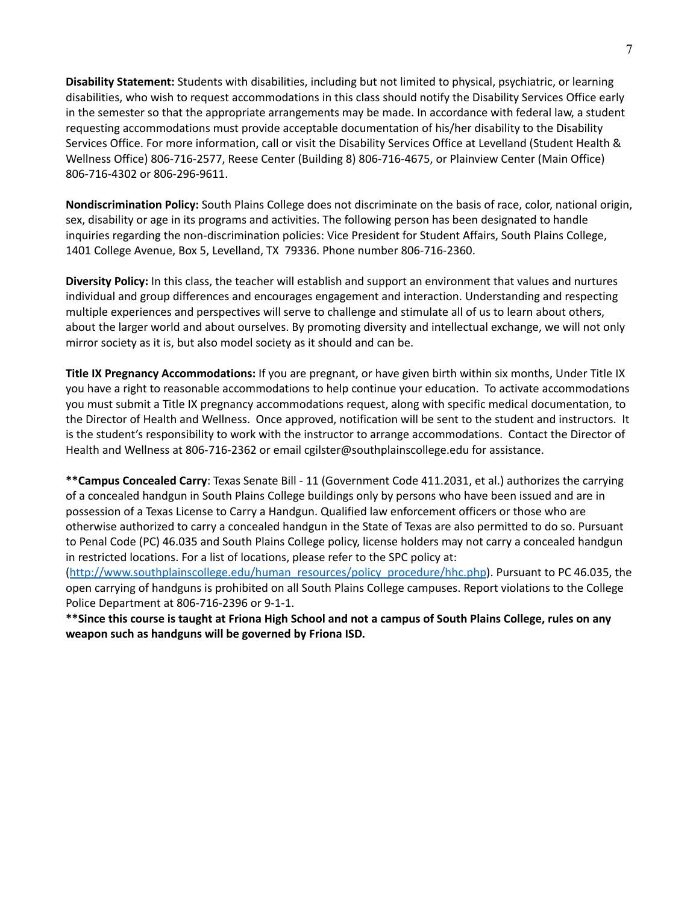**Disability Statement:** Students with disabilities, including but not limited to physical, psychiatric, or learning disabilities, who wish to request accommodations in this class should notify the Disability Services Office early in the semester so that the appropriate arrangements may be made. In accordance with federal law, a student requesting accommodations must provide acceptable documentation of his/her disability to the Disability Services Office. For more information, call or visit the Disability Services Office at Levelland (Student Health & Wellness Office) 806-716-2577, Reese Center (Building 8) 806-716-4675, or Plainview Center (Main Office) 806-716-4302 or 806-296-9611.

**Nondiscrimination Policy:** South Plains College does not discriminate on the basis of race, color, national origin, sex, disability or age in its programs and activities. The following person has been designated to handle inquiries regarding the non-discrimination policies: Vice President for Student Affairs, South Plains College, 1401 College Avenue, Box 5, Levelland, TX 79336. Phone number 806-716-2360.

**Diversity Policy:** In this class, the teacher will establish and support an environment that values and nurtures individual and group differences and encourages engagement and interaction. Understanding and respecting multiple experiences and perspectives will serve to challenge and stimulate all of us to learn about others, about the larger world and about ourselves. By promoting diversity and intellectual exchange, we will not only mirror society as it is, but also model society as it should and can be.

**Title IX Pregnancy Accommodations:** If you are pregnant, or have given birth within six months, Under Title IX you have a right to reasonable accommodations to help continue your education. To activate accommodations you must submit a Title IX pregnancy accommodations request, along with specific medical documentation, to the Director of Health and Wellness. Once approved, notification will be sent to the student and instructors. It is the student's responsibility to work with the instructor to arrange accommodations. Contact the Director of Health and Wellness at 806-716-2362 or email cgilster@southplainscollege.edu for assistance.

**\*\*Campus Concealed Carry**: Texas Senate Bill - 11 (Government Code 411.2031, et al.) authorizes the carrying of a concealed handgun in South Plains College buildings only by persons who have been issued and are in possession of a Texas License to Carry a Handgun. Qualified law enforcement officers or those who are otherwise authorized to carry a concealed handgun in the State of Texas are also permitted to do so. Pursuant to Penal Code (PC) 46.035 and South Plains College policy, license holders may not carry a concealed handgun in restricted locations. For a list of locations, please refer to the SPC policy at: (http://www.southplainscollege.edu/human_resources/policy_procedure/hhc.php). Pursuant to PC 46.035, the open carrying of handguns is prohibited on all South Plains College campuses. Report violations to the College Police Department at 806-716-2396 or 9-1-1.

**\*\*Since this course is taught at Friona High School and not a campus of South Plains College, rules on any weapon such as handguns will be governed by Friona ISD.**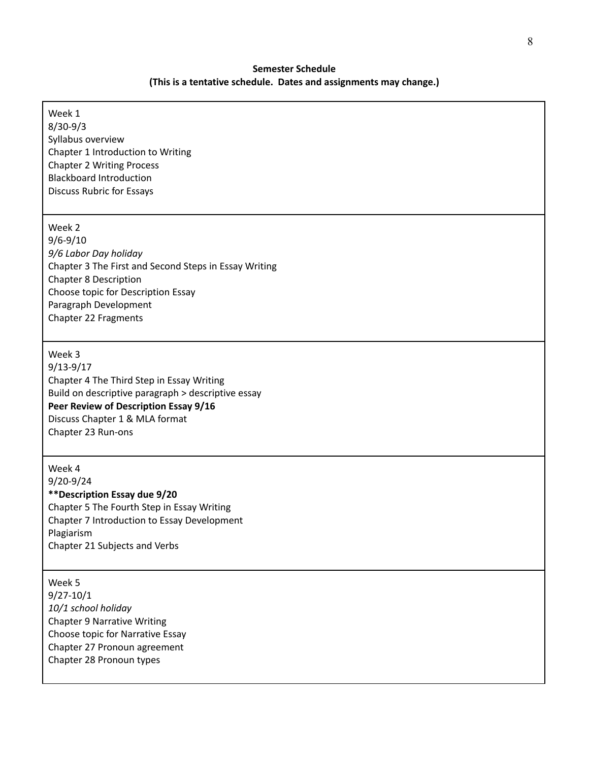**Semester Schedule**
**(This is a tentative schedule. Dates and assignments may change.)**

| |
|---|
| Week 1<br>8/30-9/3<br>Syllabus overview<br>Chapter 1 Introduction to Writing<br>Chapter 2 Writing Process<br>Blackboard Introduction<br>Discuss Rubric for Essays |
| Week 2<br>9/6-9/10<br>*9/6 Labor Day holiday*<br>Chapter 3 The First and Second Steps in Essay Writing<br>Chapter 8 Description<br>Choose topic for Description Essay<br>Paragraph Development<br>Chapter 22 Fragments |
| Week 3<br>9/13-9/17<br>Chapter 4 The Third Step in Essay Writing<br>Build on descriptive paragraph > descriptive essay<br>**Peer Review of Description Essay 9/16**<br>Discuss Chapter 1 & MLA format<br>Chapter 23 Run-ons |
| Week 4<br>9/20-9/24<br>**\*\*Description Essay due 9/20**<br>Chapter 5 The Fourth Step in Essay Writing<br>Chapter 7 Introduction to Essay Development<br>Plagiarism<br>Chapter 21 Subjects and Verbs |
| Week 5<br>9/27-10/1<br>*10/1 school holiday*<br>Chapter 9 Narrative Writing<br>Choose topic for Narrative Essay<br>Chapter 27 Pronoun agreement<br>Chapter 28 Pronoun types |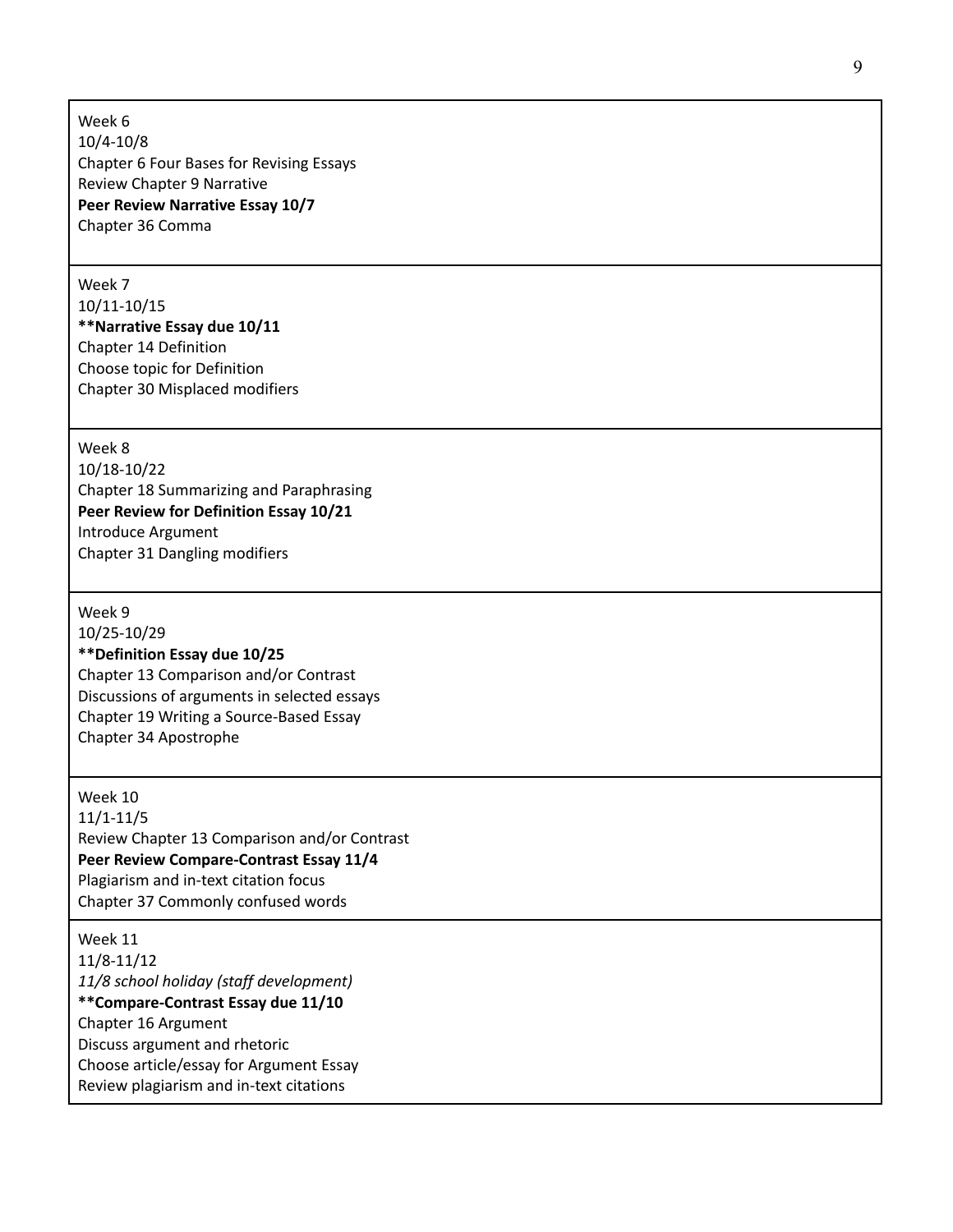| |
|---|
| Week 6<br>10/4-10/8<br>Chapter 6 Four Bases for Revising Essays<br>Review Chapter 9 Narrative<br>**Peer Review Narrative Essay 10/7**<br>Chapter 36 Comma |
| Week 7<br>10/11-10/15<br>**\*\*Narrative Essay due 10/11**<br>Chapter 14 Definition<br>Choose topic for Definition<br>Chapter 30 Misplaced modifiers |
| Week 8<br>10/18-10/22<br>Chapter 18 Summarizing and Paraphrasing<br>**Peer Review for Definition Essay 10/21**<br>Introduce Argument<br>Chapter 31 Dangling modifiers |
| Week 9<br>10/25-10/29<br>**\*\*Definition Essay due 10/25**<br>Chapter 13 Comparison and/or Contrast<br>Discussions of arguments in selected essays<br>Chapter 19 Writing a Source-Based Essay<br>Chapter 34 Apostrophe |
| Week 10<br>11/1-11/5<br>Review Chapter 13 Comparison and/or Contrast<br>**Peer Review Compare-Contrast Essay 11/4**<br>Plagiarism and in-text citation focus<br>Chapter 37 Commonly confused words |
| Week 11<br>11/8-11/12<br>*11/8 school holiday (staff development)*<br>**\*\*Compare-Contrast Essay due 11/10**<br>Chapter 16 Argument<br>Discuss argument and rhetoric<br>Choose article/essay for Argument Essay<br>Review plagiarism and in-text citations |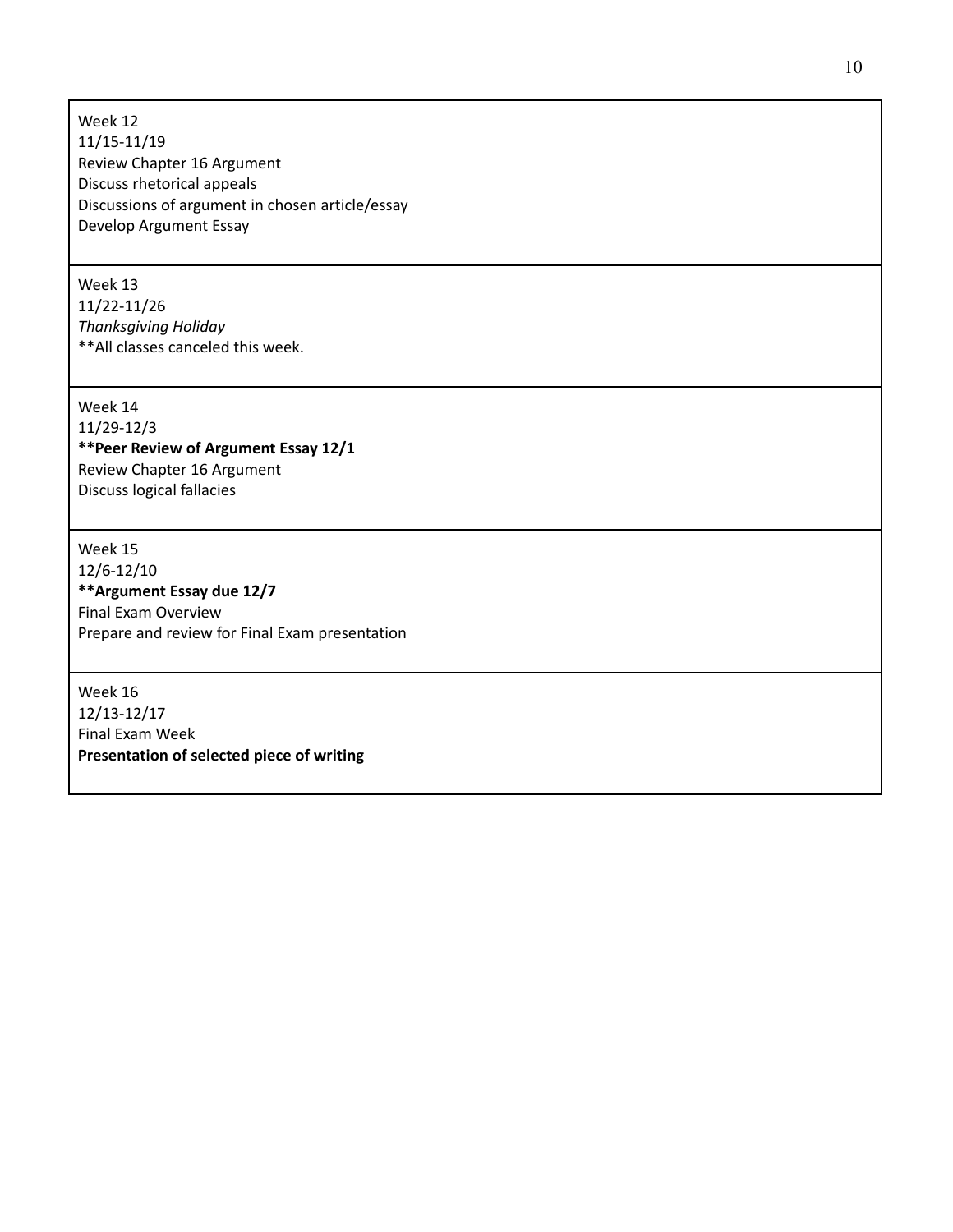| |
|---|
| Week 12<br>11/15-11/19<br>Review Chapter 16 Argument<br>Discuss rhetorical appeals<br>Discussions of argument in chosen article/essay<br>Develop Argument Essay |
| Week 13<br>11/22-11/26<br>*Thanksgiving Holiday*<br>**All classes canceled this week. |
| Week 14<br>11/29-12/3<br>**\*\*Peer Review of Argument Essay 12/1**<br>Review Chapter 16 Argument<br>Discuss logical fallacies |
| Week 15<br>12/6-12/10<br>**\*\*Argument Essay due 12/7**<br>Final Exam Overview<br>Prepare and review for Final Exam presentation |
| Week 16<br>12/13-12/17<br>Final Exam Week<br>**Presentation of selected piece of writing** |